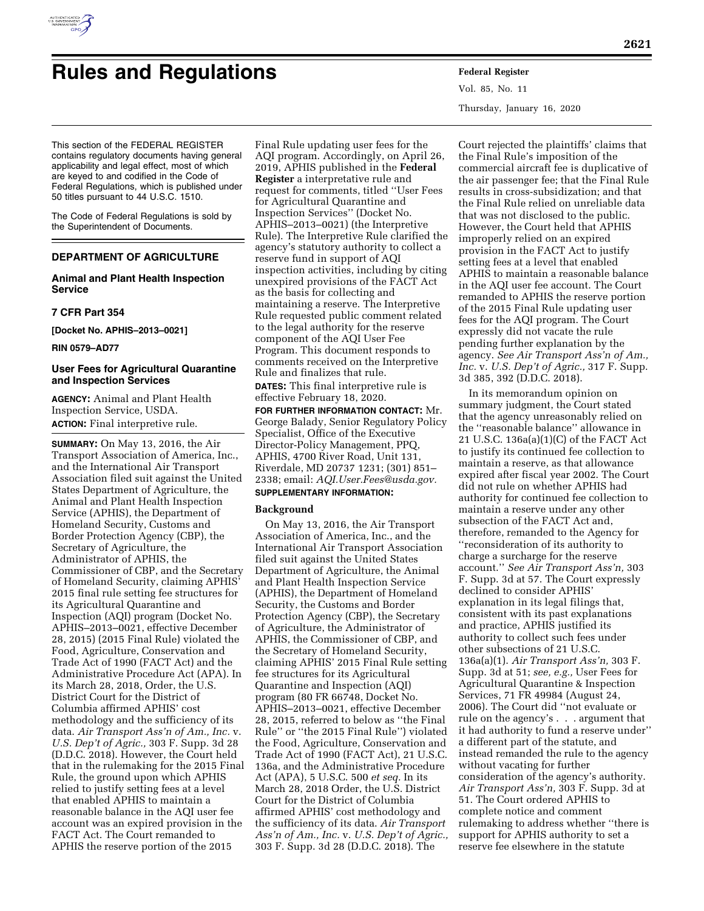# Rules and Regulations

This section of the FEDERAL REGISTER contains regulatory documents having general applicability and legal effect, most of which are keyed to and codified in the Code of Federal Regulations, which is published under 50 titles pursuant to 44 U.S.C. 1510.

The Code of Federal Regulations is sold by the Superintendent of Documents.

## DEPARTMENT OF AGRICULTURE

### Animal and Plant Health Inspection Service

### 7 CFR Part 354

**[Docket No. APHIS–2013–0021]**

**RIN 0579–AD77**

### User Fees for Agricultural Quarantine and Inspection Services

**AGENCY:** Animal and Plant Health Inspection Service, USDA.

**ACTION:** Final interpretive rule.

**SUMMARY:** On May 13, 2016, the Air Transport Association of America, Inc., and the International Air Transport Association filed suit against the United States Department of Agriculture, the Animal and Plant Health Inspection Service (APHIS), the Department of Homeland Security, Customs and Border Protection Agency (CBP), the Secretary of Agriculture, the Administrator of APHIS, the Commissioner of CBP, and the Secretary of Homeland Security, claiming APHIS' 2015 final rule setting fee structures for its Agricultural Quarantine and Inspection (AQI) program (Docket No. APHIS–2013–0021, effective December 28, 2015) (2015 Final Rule) violated the Food, Agriculture, Conservation and Trade Act of 1990 (FACT Act) and the Administrative Procedure Act (APA). In its March 28, 2018, Order, the U.S. District Court for the District of Columbia affirmed APHIS' cost methodology and the sufficiency of its data. *Air Transport Ass'n of Am., Inc.* v. *U.S. Dep't of Agric.,* 303 F. Supp. 3d 28 (D.D.C. 2018). However, the Court held that in the rulemaking for the 2015 Final Rule, the ground upon which APHIS relied to justify setting fees at a level that enabled APHIS to maintain a reasonable balance in the AQI user fee account was an expired provision in the FACT Act. The Court remanded to APHIS the reserve portion of the 2015 Final Rule updating user fees for the AQI program. Accordingly, on April 26, 2019, APHIS published in the **Federal Register** a interpretative rule and request for comments, titled ''User Fees for Agricultural Quarantine and Inspection Services'' (Docket No. APHIS–2013–0021) (the Interpretive Rule). The Interpretive Rule clarified the agency's statutory authority to collect a reserve fund in support of AQI inspection activities, including by citing unexpired provisions of the FACT Act as the basis for collecting and maintaining a reserve. The Interpretive Rule requested public comment related to the legal authority for the reserve component of the AQI User Fee Program. This document responds to comments received on the Interpretive Rule and finalizes that rule.

**DATES:** This final interpretive rule is effective February 18, 2020.

**FOR FURTHER INFORMATION CONTACT:** Mr. George Balady, Senior Regulatory Policy Specialist, Office of the Executive Director-Policy Management, PPQ, APHIS, 4700 River Road, Unit 131, Riverdale, MD 20737 1231; (301) 851–2338; email: *AQI.User.Fees@usda.gov.*

**SUPPLEMENTARY INFORMATION:**

#### Background

On May 13, 2016, the Air Transport Association of America, Inc., and the International Air Transport Association filed suit against the United States Department of Agriculture, the Animal and Plant Health Inspection Service (APHIS), the Department of Homeland Security, the Customs and Border Protection Agency (CBP), the Secretary of Agriculture, the Administrator of APHIS, the Commissioner of CBP, and the Secretary of Homeland Security, claiming APHIS' 2015 Final Rule setting fee structures for its Agricultural Quarantine and Inspection (AQI) program (80 FR 66748, Docket No. APHIS–2013–0021, effective December 28, 2015, referred to below as ''the Final Rule'' or ''the 2015 Final Rule'') violated the Food, Agriculture, Conservation and Trade Act of 1990 (FACT Act), 21 U.S.C. 136a, and the Administrative Procedure Act (APA), 5 U.S.C. 500 *et seq.* In its March 28, 2018 Order, the U.S. District Court for the District of Columbia affirmed APHIS' cost methodology and the sufficiency of its data. *Air Transport Ass'n of Am., Inc.* v. *U.S. Dep't of Agric.,* 303 F. Supp. 3d 28 (D.D.C. 2018). The Court rejected the plaintiffs' claims that the Final Rule's imposition of the commercial aircraft fee is duplicative of the air passenger fee; that the Final Rule results in cross-subsidization; and that the Final Rule relied on unreliable data that was not disclosed to the public. However, the Court held that APHIS improperly relied on an expired provision in the FACT Act to justify setting fees at a level that enabled APHIS to maintain a reasonable balance in the AQI user fee account. The Court remanded to APHIS the reserve portion of the 2015 Final Rule updating user fees for the AQI program. The Court expressly did not vacate the rule pending further explanation by the agency. *See Air Transport Ass'n of Am., Inc.* v. *U.S. Dep't of Agric.,* 317 F. Supp. 3d 385, 392 (D.D.C. 2018).

In its memorandum opinion on summary judgment, the Court stated that the agency unreasonably relied on the ''reasonable balance'' allowance in 21 U.S.C. 136a(a)(1)(C) of the FACT Act to justify its continued fee collection to maintain a reserve, as that allowance expired after fiscal year 2002. The Court did not rule on whether APHIS had authority for continued fee collection to maintain a reserve under any other subsection of the FACT Act and, therefore, remanded to the Agency for ''reconsideration of its authority to charge a surcharge for the reserve account.'' *See Air Transport Ass'n,* 303 F. Supp. 3d at 57. The Court expressly declined to consider APHIS' explanation in its legal filings that, consistent with its past explanations and practice, APHIS justified its authority to collect such fees under other subsections of 21 U.S.C. 136a(a)(1). *Air Transport Ass'n,* 303 F. Supp. 3d at 51; *see, e.g.,* User Fees for Agricultural Quarantine & Inspection Services, 71 FR 49984 (August 24, 2006). The Court did ''not evaluate or rule on the agency's . . . argument that it had authority to fund a reserve under'' a different part of the statute, and instead remanded the rule to the agency without vacating for further consideration of the agency's authority. *Air Transport Ass'n,* 303 F. Supp. 3d at 51. The Court ordered APHIS to complete notice and comment rulemaking to address whether ''there is support for APHIS authority to set a reserve fee elsewhere in the statute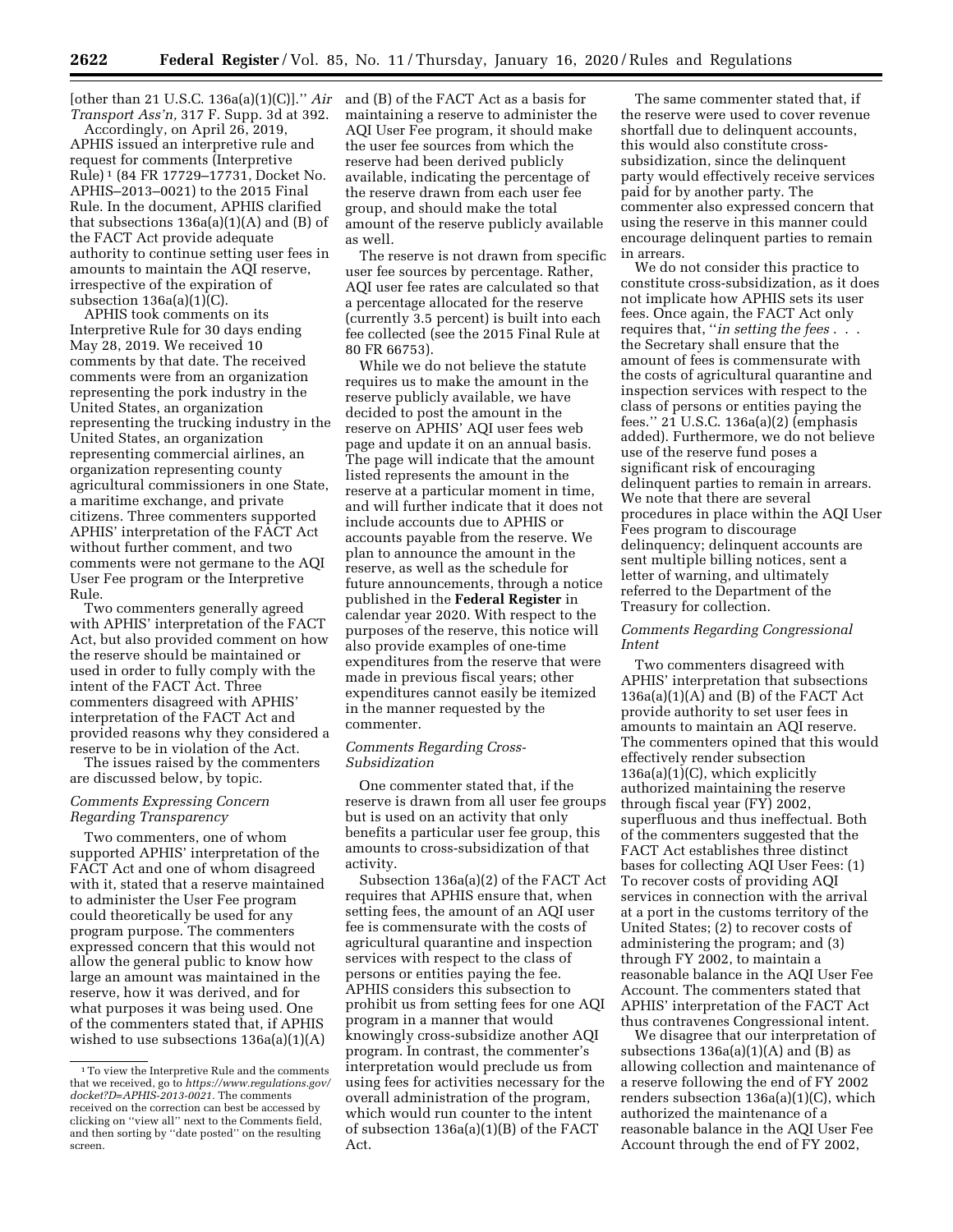[other than 21 U.S.C. 136a(a)(1)(C)].'' *Air Transport Ass'n,* 317 F. Supp. 3d at 392.

Accordingly, on April 26, 2019, APHIS issued an interpretive rule and request for comments (Interpretive Rule) [1] (84 FR 17729–17731, Docket No. APHIS–2013–0021) to the 2015 Final Rule. In the document, APHIS clarified that subsections 136a(a)(1)(A) and (B) of the FACT Act provide adequate authority to continue setting user fees in amounts to maintain the AQI reserve, irrespective of the expiration of subsection 136a(a)(1)(C).

APHIS took comments on its Interpretive Rule for 30 days ending May 28, 2019. We received 10 comments by that date. The received comments were from an organization representing the pork industry in the United States, an organization representing the trucking industry in the United States, an organization representing commercial airlines, an organization representing county agricultural commissioners in one State, a maritime exchange, and private citizens. Three commenters supported APHIS' interpretation of the FACT Act without further comment, and two comments were not germane to the AQI User Fee program or the Interpretive Rule.

Two commenters generally agreed with APHIS' interpretation of the FACT Act, but also provided comment on how the reserve should be maintained or used in order to fully comply with the intent of the FACT Act. Three commenters disagreed with APHIS' interpretation of the FACT Act and provided reasons why they considered a reserve to be in violation of the Act.

The issues raised by the commenters are discussed below, by topic.

*Comments Expressing Concern Regarding Transparency*

Two commenters, one of whom supported APHIS' interpretation of the FACT Act and one of whom disagreed with it, stated that a reserve maintained to administer the User Fee program could theoretically be used for any program purpose. The commenters expressed concern that this would not allow the general public to know how large an amount was maintained in the reserve, how it was derived, and for what purposes it was being used. One of the commenters stated that, if APHIS wished to use subsections 136a(a)(1)(A) and (B) of the FACT Act as a basis for maintaining a reserve to administer the AQI User Fee program, it should make the user fee sources from which the reserve had been derived publicly available, indicating the percentage of the reserve drawn from each user fee group, and should make the total amount of the reserve publicly available as well.

The reserve is not drawn from specific user fee sources by percentage. Rather, AQI user fee rates are calculated so that a percentage allocated for the reserve (currently 3.5 percent) is built into each fee collected (see the 2015 Final Rule at 80 FR 66753).

While we do not believe the statute requires us to make the amount in the reserve publicly available, we have decided to post the amount in the reserve on APHIS' AQI user fees web page and update it on an annual basis. The page will indicate that the amount listed represents the amount in the reserve at a particular moment in time, and will further indicate that it does not include accounts due to APHIS or accounts payable from the reserve. We plan to announce the amount in the reserve, as well as the schedule for future announcements, through a notice published in the **Federal Register** in calendar year 2020. With respect to the purposes of the reserve, this notice will also provide examples of one-time expenditures from the reserve that were made in previous fiscal years; other expenditures cannot easily be itemized in the manner requested by the commenter.

*Comments Regarding Cross-Subsidization*

One commenter stated that, if the reserve is drawn from all user fee groups but is used on an activity that only benefits a particular user fee group, this amounts to cross-subsidization of that activity.

Subsection 136a(a)(2) of the FACT Act requires that APHIS ensure that, when setting fees, the amount of an AQI user fee is commensurate with the costs of agricultural quarantine and inspection services with respect to the class of persons or entities paying the fee. APHIS considers this subsection to prohibit us from setting fees for one AQI program in a manner that would knowingly cross-subsidize another AQI program. In contrast, the commenter's interpretation would preclude us from using fees for activities necessary for the overall administration of the program, which would run counter to the intent of subsection 136a(a)(1)(B) of the FACT Act.

The same commenter stated that, if the reserve were used to cover revenue shortfall due to delinquent accounts, this would also constitute cross-subsidization, since the delinquent party would effectively receive services paid for by another party. The commenter also expressed concern that using the reserve in this manner could encourage delinquent parties to remain in arrears.

We do not consider this practice to constitute cross-subsidization, as it does not implicate how APHIS sets its user fees. Once again, the FACT Act only requires that, ''*in setting the fees* . . . the Secretary shall ensure that the amount of fees is commensurate with the costs of agricultural quarantine and inspection services with respect to the class of persons or entities paying the fees.'' 21 U.S.C. 136a(a)(2) (emphasis added). Furthermore, we do not believe use of the reserve fund poses a significant risk of encouraging delinquent parties to remain in arrears. We note that there are several procedures in place within the AQI User Fees program to discourage delinquency; delinquent accounts are sent multiple billing notices, sent a letter of warning, and ultimately referred to the Department of the Treasury for collection.

*Comments Regarding Congressional Intent*

Two commenters disagreed with APHIS' interpretation that subsections 136a(a)(1)(A) and (B) of the FACT Act provide authority to set user fees in amounts to maintain an AQI reserve. The commenters opined that this would effectively render subsection 136a(a)(1)(C), which explicitly authorized maintaining the reserve through fiscal year (FY) 2002, superfluous and thus ineffectual. Both of the commenters suggested that the FACT Act establishes three distinct bases for collecting AQI User Fees: (1) To recover costs of providing AQI services in connection with the arrival at a port in the customs territory of the United States; (2) to recover costs of administering the program; and (3) through FY 2002, to maintain a reasonable balance in the AQI User Fee Account. The commenters stated that APHIS' interpretation of the FACT Act thus contravenes Congressional intent.

We disagree that our interpretation of subsections 136a(a)(1)(A) and (B) as allowing collection and maintenance of a reserve following the end of FY 2002 renders subsection 136a(a)(1)(C), which authorized the maintenance of a reasonable balance in the AQI User Fee Account through the end of FY 2002,

[1] To view the Interpretive Rule and the comments that we received, go to *https://www.regulations.gov/docket?D=APHIS-2013-0021*. The comments received on the correction can best be accessed by clicking on ''view all'' next to the Comments field, and then sorting by ''date posted'' on the resulting screen.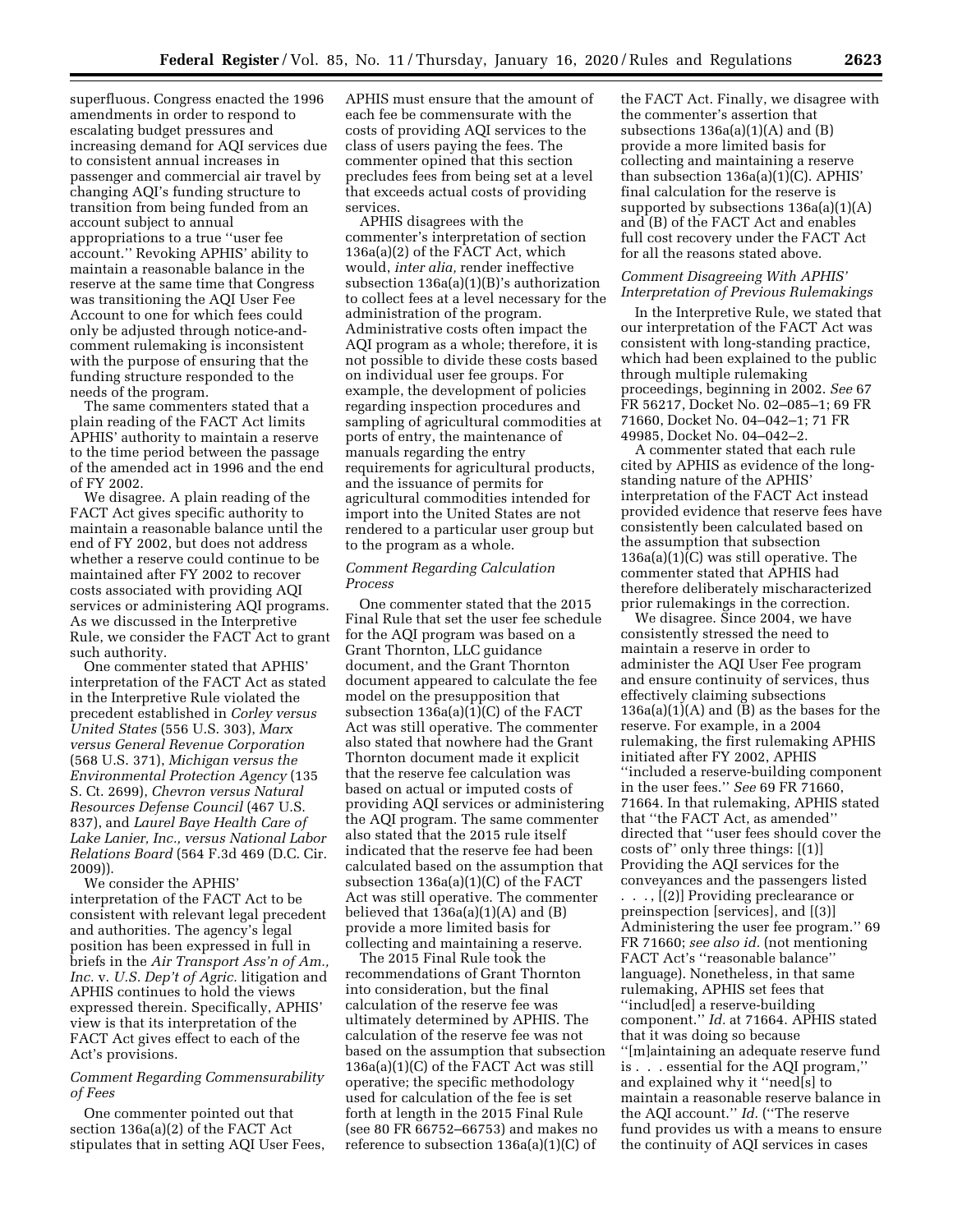superfluous. Congress enacted the 1996 amendments in order to respond to escalating budget pressures and increasing demand for AQI services due to consistent annual increases in passenger and commercial air travel by changing AQI's funding structure to transition from being funded from an account subject to annual appropriations to a true "user fee account." Revoking APHIS' ability to maintain a reasonable balance in the reserve at the same time that Congress was transitioning the AQI User Fee Account to one for which fees could only be adjusted through notice-and-comment rulemaking is inconsistent with the purpose of ensuring that the funding structure responded to the needs of the program.

The same commenters stated that a plain reading of the FACT Act limits APHIS' authority to maintain a reserve to the time period between the passage of the amended act in 1996 and the end of FY 2002.

We disagree. A plain reading of the FACT Act gives specific authority to maintain a reasonable balance until the end of FY 2002, but does not address whether a reserve could continue to be maintained after FY 2002 to recover costs associated with providing AQI services or administering AQI programs. As we discussed in the Interpretive Rule, we consider the FACT Act to grant such authority.

One commenter stated that APHIS' interpretation of the FACT Act as stated in the Interpretive Rule violated the precedent established in *Corley versus United States* (556 U.S. 303), *Marx versus General Revenue Corporation* (568 U.S. 371), *Michigan versus the Environmental Protection Agency* (135 S. Ct. 2699), *Chevron versus Natural Resources Defense Council* (467 U.S. 837), and *Laurel Baye Health Care of Lake Lanier, Inc., versus National Labor Relations Board* (564 F.3d 469 (D.C. Cir. 2009)).

We consider the APHIS' interpretation of the FACT Act to be consistent with relevant legal precedent and authorities. The agency's legal position has been expressed in full in briefs in the *Air Transport Ass'n of Am., Inc.* v. *U.S. Dep't of Agric.* litigation and APHIS continues to hold the views expressed therein. Specifically, APHIS' view is that its interpretation of the FACT Act gives effect to each of the Act's provisions.

*Comment Regarding Commensurability of Fees*

One commenter pointed out that section 136a(a)(2) of the FACT Act stipulates that in setting AQI User Fees, APHIS must ensure that the amount of each fee be commensurate with the costs of providing AQI services to the class of users paying the fees. The commenter opined that this section precludes fees from being set at a level that exceeds actual costs of providing services.

APHIS disagrees with the commenter's interpretation of section 136a(a)(2) of the FACT Act, which would, *inter alia,* render ineffective subsection 136a(a)(1)(B)'s authorization to collect fees at a level necessary for the administration of the program. Administrative costs often impact the AQI program as a whole; therefore, it is not possible to divide these costs based on individual user fee groups. For example, the development of policies regarding inspection procedures and sampling of agricultural commodities at ports of entry, the maintenance of manuals regarding the entry requirements for agricultural products, and the issuance of permits for agricultural commodities intended for import into the United States are not rendered to a particular user group but to the program as a whole.

*Comment Regarding Calculation Process*

One commenter stated that the 2015 Final Rule that set the user fee schedule for the AQI program was based on a Grant Thornton, LLC guidance document, and the Grant Thornton document appeared to calculate the fee model on the presupposition that subsection 136a(a)(1)(C) of the FACT Act was still operative. The commenter also stated that nowhere had the Grant Thornton document made it explicit that the reserve fee calculation was based on actual or imputed costs of providing AQI services or administering the AQI program. The same commenter also stated that the 2015 rule itself indicated that the reserve fee had been calculated based on the assumption that subsection 136a(a)(1)(C) of the FACT Act was still operative. The commenter believed that 136a(a)(1)(A) and (B) provide a more limited basis for collecting and maintaining a reserve.

The 2015 Final Rule took the recommendations of Grant Thornton into consideration, but the final calculation of the reserve fee was ultimately determined by APHIS. The calculation of the reserve fee was not based on the assumption that subsection 136a(a)(1)(C) of the FACT Act was still operative; the specific methodology used for calculation of the fee is set forth at length in the 2015 Final Rule (see 80 FR 66752–66753) and makes no reference to subsection 136a(a)(1)(C) of the FACT Act. Finally, we disagree with the commenter's assertion that subsections 136a(a)(1)(A) and (B) provide a more limited basis for collecting and maintaining a reserve than subsection 136a(a)(1)(C). APHIS' final calculation for the reserve is supported by subsections 136a(a)(1)(A) and (B) of the FACT Act and enables full cost recovery under the FACT Act for all the reasons stated above.

*Comment Disagreeing With APHIS' Interpretation of Previous Rulemakings*

In the Interpretive Rule, we stated that our interpretation of the FACT Act was consistent with long-standing practice, which had been explained to the public through multiple rulemaking proceedings, beginning in 2002. *See* 67 FR 56217, Docket No. 02–085–1; 69 FR 71660, Docket No. 04–042–1; 71 FR 49985, Docket No. 04–042–2.

A commenter stated that each rule cited by APHIS as evidence of the long-standing nature of the APHIS' interpretation of the FACT Act instead provided evidence that reserve fees have consistently been calculated based on the assumption that subsection 136a(a)(1)(C) was still operative. The commenter stated that APHIS had therefore deliberately mischaracterized prior rulemakings in the correction.

We disagree. Since 2004, we have consistently stressed the need to maintain a reserve in order to administer the AQI User Fee program and ensure continuity of services, thus effectively claiming subsections 136a(a)(1)(A) and (B) as the bases for the reserve. For example, in a 2004 rulemaking, the first rulemaking APHIS initiated after FY 2002, APHIS "included a reserve-building component in the user fees." *See* 69 FR 71660, 71664. In that rulemaking, APHIS stated that "the FACT Act, as amended" directed that "user fees should cover the costs of" only three things: [(1)] Providing the AQI services for the conveyances and the passengers listed . . . , [(2)] Providing preclearance or preinspection [services], and [(3)] Administering the user fee program." 69 FR 71660; *see also id.* (not mentioning FACT Act's "reasonable balance" language). Nonetheless, in that same rulemaking, APHIS set fees that "includ[ed] a reserve-building component." *Id.* at 71664. APHIS stated that it was doing so because "[m]aintaining an adequate reserve fund is . . . essential for the AQI program," and explained why it "need[s] to maintain a reasonable reserve balance in the AQI account." *Id.* ("The reserve fund provides us with a means to ensure the continuity of AQI services in cases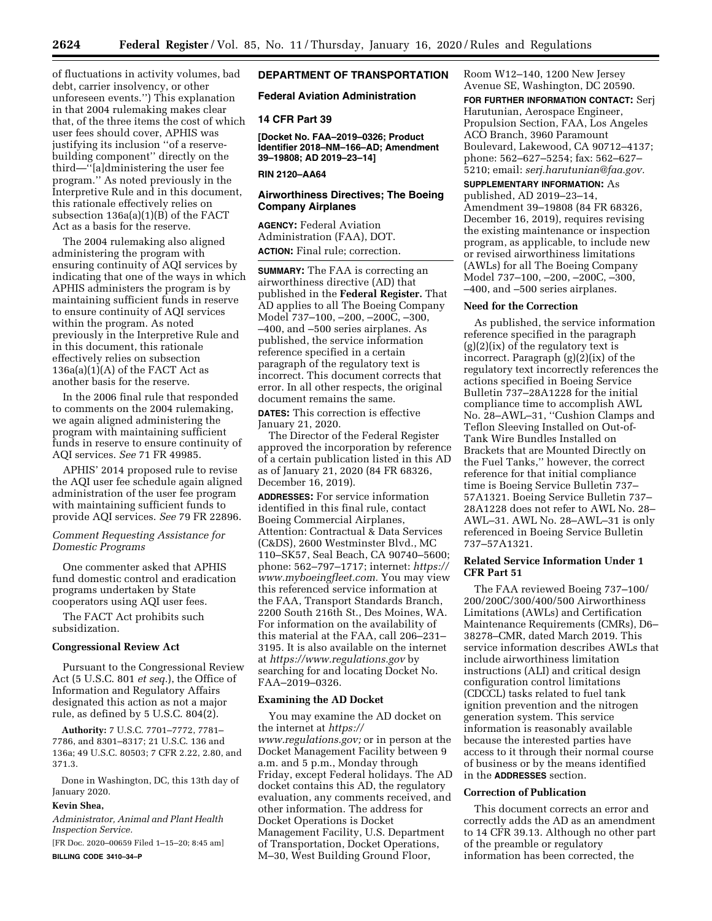of fluctuations in activity volumes, bad debt, carrier insolvency, or other unforeseen events.'') This explanation in that 2004 rulemaking makes clear that, of the three items the cost of which user fees should cover, APHIS was justifying its inclusion ''of a reserve-building component'' directly on the third—''[a]dministering the user fee program.'' As noted previously in the Interpretive Rule and in this document, this rationale effectively relies on subsection 136a(a)(1)(B) of the FACT Act as a basis for the reserve.

The 2004 rulemaking also aligned administering the program with ensuring continuity of AQI services by indicating that one of the ways in which APHIS administers the program is by maintaining sufficient funds in reserve to ensure continuity of AQI services within the program. As noted previously in the Interpretive Rule and in this document, this rationale effectively relies on subsection 136a(a)(1)(A) of the FACT Act as another basis for the reserve.

In the 2006 final rule that responded to comments on the 2004 rulemaking, we again aligned administering the program with maintaining sufficient funds in reserve to ensure continuity of AQI services. *See* 71 FR 49985.

APHIS' 2014 proposed rule to revise the AQI user fee schedule again aligned administration of the user fee program with maintaining sufficient funds to provide AQI services. *See* 79 FR 22896.

*Comment Requesting Assistance for Domestic Programs*

One commenter asked that APHIS fund domestic control and eradication programs undertaken by State cooperators using AQI user fees.

The FACT Act prohibits such subsidization.

### Congressional Review Act

Pursuant to the Congressional Review Act (5 U.S.C. 801 *et seq.*), the Office of Information and Regulatory Affairs designated this action as not a major rule, as defined by 5 U.S.C. 804(2).

**Authority:** 7 U.S.C. 7701–7772, 7781–7786, and 8301–8317; 21 U.S.C. 136 and 136a; 49 U.S.C. 80503; 7 CFR 2.22, 2.80, and 371.3.

Done in Washington, DC, this 13th day of January 2020.

**Kevin Shea,**

*Administrator, Animal and Plant Health Inspection Service.*

[FR Doc. 2020–00659 Filed 1–15–20; 8:45 am]

**BILLING CODE 3410–34–P**

## DEPARTMENT OF TRANSPORTATION

### Federal Aviation Administration

### 14 CFR Part 39

**[Docket No. FAA–2019–0326; Product Identifier 2018–NM–166–AD; Amendment 39–19808; AD 2019–23–14]**

**RIN 2120–AA64**

### Airworthiness Directives; The Boeing Company Airplanes

**AGENCY:** Federal Aviation Administration (FAA), DOT.

**ACTION:** Final rule; correction.

**SUMMARY:** The FAA is correcting an airworthiness directive (AD) that published in the **Federal Register.** That AD applies to all The Boeing Company Model 737–100, –200, –200C, –300, –400, and –500 series airplanes. As published, the service information reference specified in a certain paragraph of the regulatory text is incorrect. This document corrects that error. In all other respects, the original document remains the same.

**DATES:** This correction is effective January 21, 2020.

The Director of the Federal Register approved the incorporation by reference of a certain publication listed in this AD as of January 21, 2020 (84 FR 68326, December 16, 2019).

**ADDRESSES:** For service information identified in this final rule, contact Boeing Commercial Airplanes, Attention: Contractual & Data Services (C&DS), 2600 Westminster Blvd., MC 110–SK57, Seal Beach, CA 90740–5600; phone: 562–797–1717; internet: *https://www.myboeingfleet.com.* You may view this referenced service information at the FAA, Transport Standards Branch, 2200 South 216th St., Des Moines, WA. For information on the availability of this material at the FAA, call 206–231–3195. It is also available on the internet at *https://www.regulations.gov* by searching for and locating Docket No. FAA–2019–0326.

### Examining the AD Docket

You may examine the AD docket on the internet at *https://www.regulations.gov;* or in person at the Docket Management Facility between 9 a.m. and 5 p.m., Monday through Friday, except Federal holidays. The AD docket contains this AD, the regulatory evaluation, any comments received, and other information. The address for Docket Operations is Docket Management Facility, U.S. Department of Transportation, Docket Operations, M–30, West Building Ground Floor, Room W12–140, 1200 New Jersey Avenue SE, Washington, DC 20590.

**FOR FURTHER INFORMATION CONTACT:** Serj Harutunian, Aerospace Engineer, Propulsion Section, FAA, Los Angeles ACO Branch, 3960 Paramount Boulevard, Lakewood, CA 90712–4137; phone: 562–627–5254; fax: 562–627–5210; email: *serj.harutunian@faa.gov.*

**SUPPLEMENTARY INFORMATION:** As published, AD 2019–23–14, Amendment 39–19808 (84 FR 68326, December 16, 2019), requires revising the existing maintenance or inspection program, as applicable, to include new or revised airworthiness limitations (AWLs) for all The Boeing Company Model 737–100, –200, –200C, –300, –400, and –500 series airplanes.

### Need for the Correction

As published, the service information reference specified in the paragraph (g)(2)(ix) of the regulatory text is incorrect. Paragraph (g)(2)(ix) of the regulatory text incorrectly references the actions specified in Boeing Service Bulletin 737–28A1228 for the initial compliance time to accomplish AWL No. 28–AWL–31, ''Cushion Clamps and Teflon Sleeving Installed on Out-of-Tank Wire Bundles Installed on Brackets that are Mounted Directly on the Fuel Tanks,'' however, the correct reference for that initial compliance time is Boeing Service Bulletin 737–57A1321. Boeing Service Bulletin 737–28A1228 does not refer to AWL No. 28–AWL–31. AWL No. 28–AWL–31 is only referenced in Boeing Service Bulletin 737–57A1321.

### Related Service Information Under 1 CFR Part 51

The FAA reviewed Boeing 737–100/200/200C/300/400/500 Airworthiness Limitations (AWLs) and Certification Maintenance Requirements (CMRs), D6–38278–CMR, dated March 2019. This service information describes AWLs that include airworthiness limitation instructions (ALI) and critical design configuration control limitations (CDCCL) tasks related to fuel tank ignition prevention and the nitrogen generation system. This service information is reasonably available because the interested parties have access to it through their normal course of business or by the means identified in the **ADDRESSES** section.

### Correction of Publication

This document corrects an error and correctly adds the AD as an amendment to 14 CFR 39.13. Although no other part of the preamble or regulatory information has been corrected, the